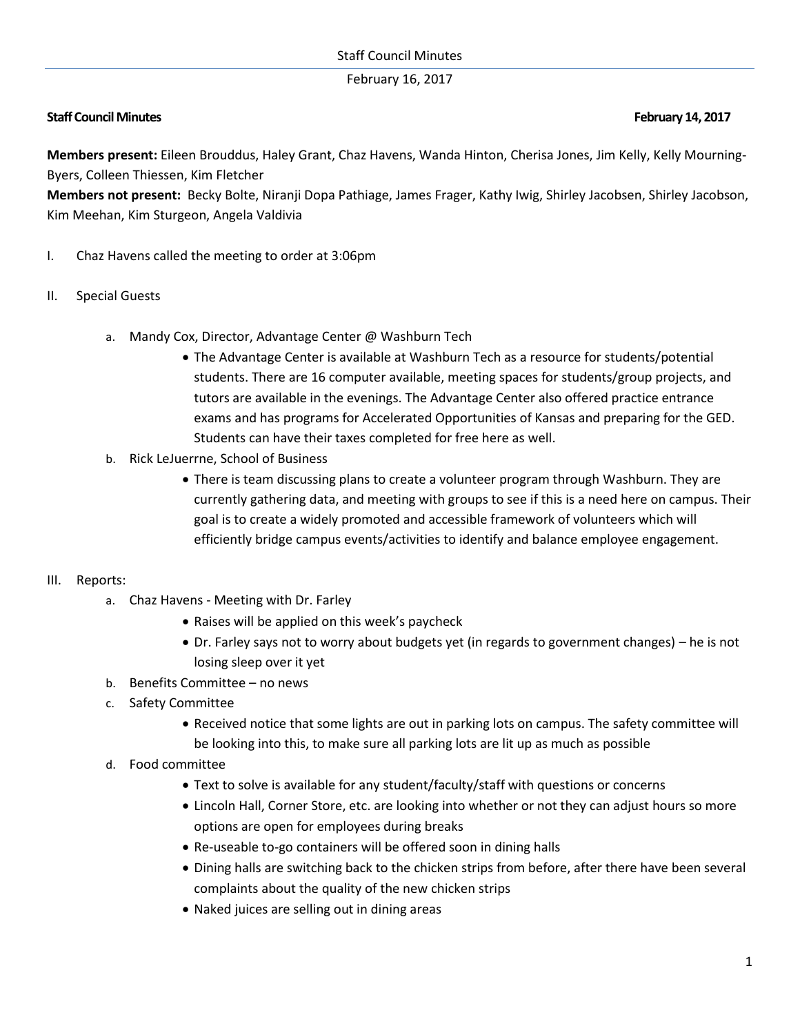**Staff Council Minutes** **February 14, 2017**

**Members present:** Eileen Brouddus, Haley Grant, Chaz Havens, Wanda Hinton, Cherisa Jones, Jim Kelly, Kelly Mourning-Byers, Colleen Thiessen, Kim Fletcher

**Members not present:** Becky Bolte, Niranji Dopa Pathiage, James Frager, Kathy Iwig, Shirley Jacobsen, Shirley Jacobson, Kim Meehan, Kim Sturgeon, Angela Valdivia

I. Chaz Havens called the meeting to order at 3:06pm

II. Special Guests

   a. Mandy Cox, Director, Advantage Center @ Washburn Tech
      - The Advantage Center is available at Washburn Tech as a resource for students/potential students. There are 16 computer available, meeting spaces for students/group projects, and tutors are available in the evenings. The Advantage Center also offered practice entrance exams and has programs for Accelerated Opportunities of Kansas and preparing for the GED. Students can have their taxes completed for free here as well.

   b. Rick LeJuerrne, School of Business
      - There is team discussing plans to create a volunteer program through Washburn. They are currently gathering data, and meeting with groups to see if this is a need here on campus. Their goal is to create a widely promoted and accessible framework of volunteers which will efficiently bridge campus events/activities to identify and balance employee engagement.

III. Reports:

   a. Chaz Havens - Meeting with Dr. Farley
      - Raises will be applied on this week's paycheck
      - Dr. Farley says not to worry about budgets yet (in regards to government changes) – he is not losing sleep over it yet

   b. Benefits Committee – no news

   c. Safety Committee
      - Received notice that some lights are out in parking lots on campus. The safety committee will be looking into this, to make sure all parking lots are lit up as much as possible

   d. Food committee
      - Text to solve is available for any student/faculty/staff with questions or concerns
      - Lincoln Hall, Corner Store, etc. are looking into whether or not they can adjust hours so more options are open for employees during breaks
      - Re-useable to-go containers will be offered soon in dining halls
      - Dining halls are switching back to the chicken strips from before, after there have been several complaints about the quality of the new chicken strips
      - Naked juices are selling out in dining areas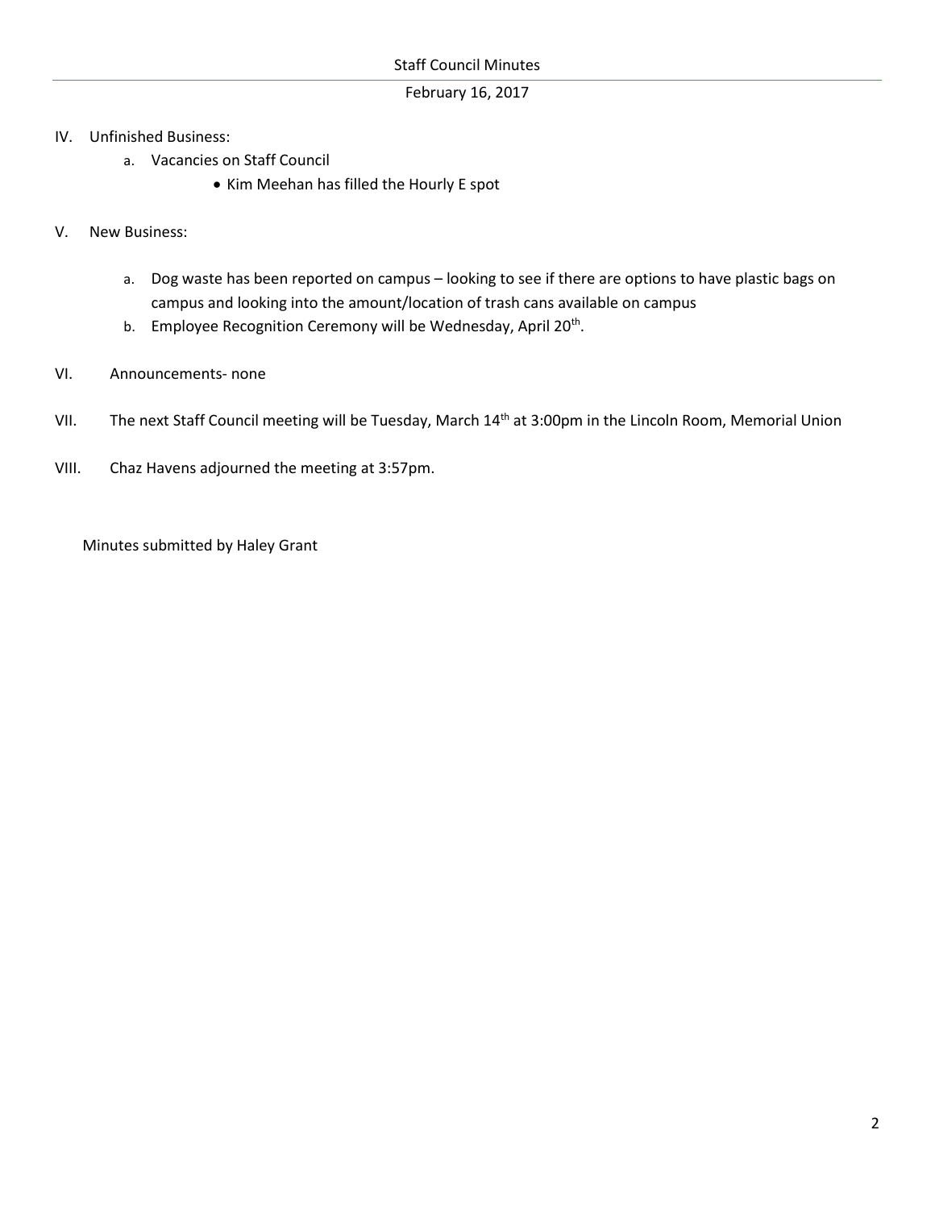IV. Unfinished Business:

   a. Vacancies on Staff Council

      - Kim Meehan has filled the Hourly E spot

V. New Business:

   a. Dog waste has been reported on campus – looking to see if there are options to have plastic bags on campus and looking into the amount/location of trash cans available on campus
   b. Employee Recognition Ceremony will be Wednesday, April 20th.

VI. Announcements- none

VII. The next Staff Council meeting will be Tuesday, March 14th at 3:00pm in the Lincoln Room, Memorial Union

VIII. Chaz Havens adjourned the meeting at 3:57pm.

Minutes submitted by Haley Grant